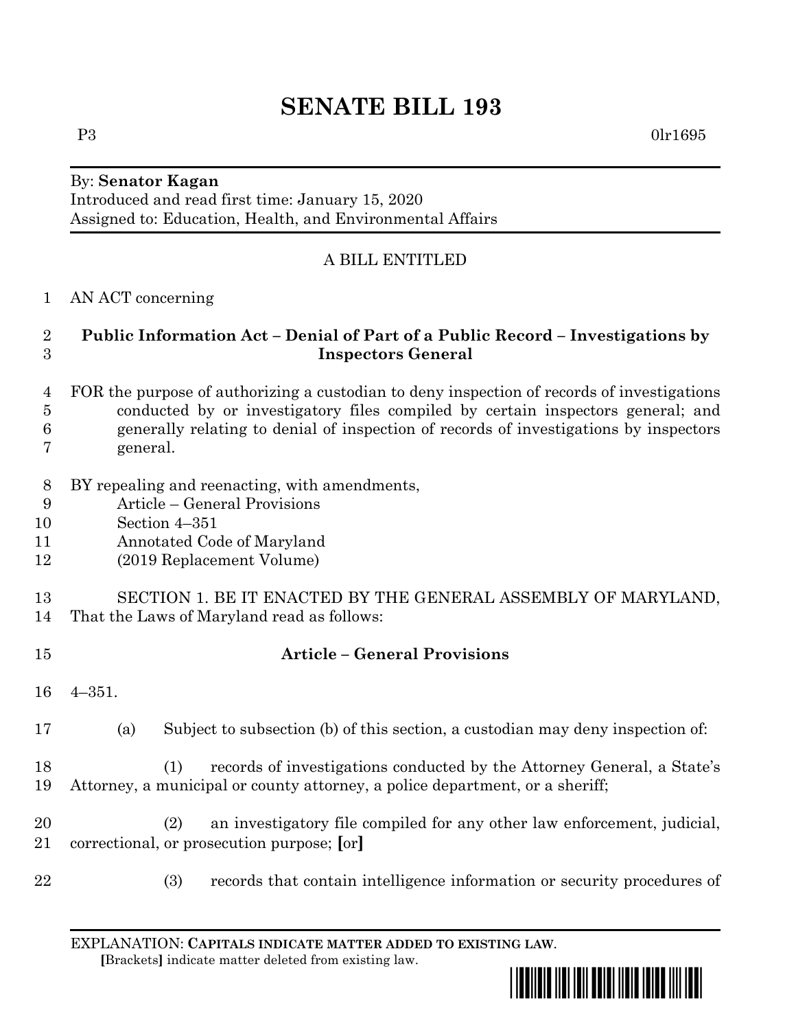# SENATE BILL 193

P3 0lr1695

By: **Senator Kagan**
Introduced and read first time: January 15, 2020
Assigned to: Education, Health, and Environmental Affairs

A BILL ENTITLED

1 AN ACT concerning

2 **Public Information Act – Denial of Part of a Public Record – Investigations by**
3 **Inspectors General**

4 FOR the purpose of authorizing a custodian to deny inspection of records of investigations
5 conducted by or investigatory files compiled by certain inspectors general; and
6 generally relating to denial of inspection of records of investigations by inspectors
7 general.

8 BY repealing and reenacting, with amendments,
9 Article – General Provisions
10 Section 4–351
11 Annotated Code of Maryland
12 (2019 Replacement Volume)

13 SECTION 1. BE IT ENACTED BY THE GENERAL ASSEMBLY OF MARYLAND,
14 That the Laws of Maryland read as follows:

15 **Article – General Provisions**

16 4–351.

17 (a) Subject to subsection (b) of this section, a custodian may deny inspection of:

18 (1) records of investigations conducted by the Attorney General, a State's
19 Attorney, a municipal or county attorney, a police department, or a sheriff;

20 (2) an investigatory file compiled for any other law enforcement, judicial,
21 correctional, or prosecution purpose; **[**or**]**

22 (3) records that contain intelligence information or security procedures of

EXPLANATION: **CAPITALS INDICATE MATTER ADDED TO EXISTING LAW**.
**[**Brackets**]** indicate matter deleted from existing law.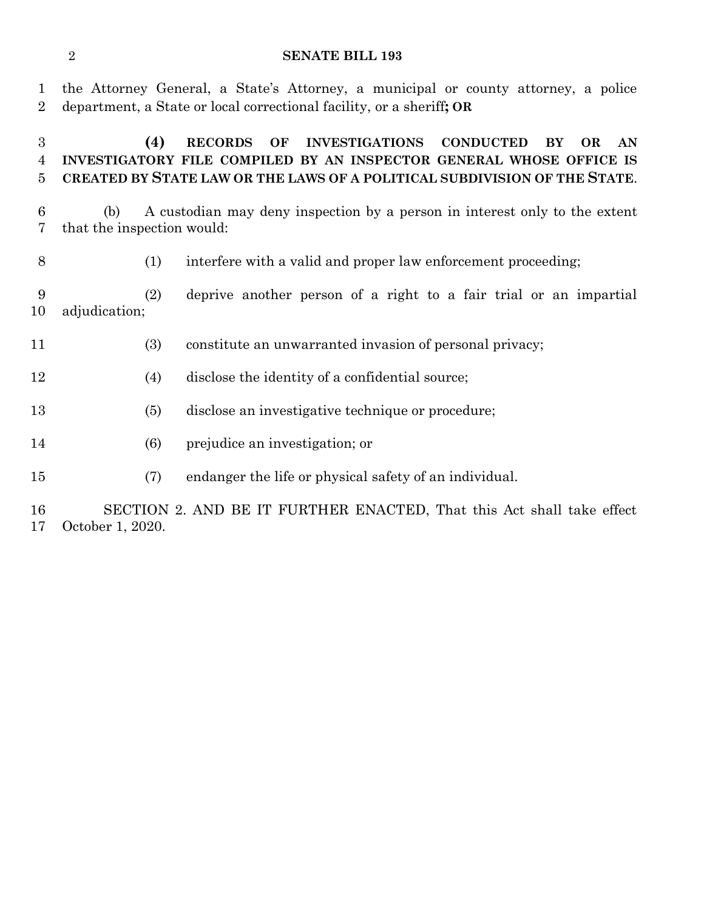the Attorney General, a State's Attorney, a municipal or county attorney, a police department, a State or local correctional facility, or a sheriff**; OR**

**(4) RECORDS OF INVESTIGATIONS CONDUCTED BY OR AN INVESTIGATORY FILE COMPILED BY AN INSPECTOR GENERAL WHOSE OFFICE IS CREATED BY STATE LAW OR THE LAWS OF A POLITICAL SUBDIVISION OF THE STATE**.

(b) A custodian may deny inspection by a person in interest only to the extent that the inspection would:

(1) interfere with a valid and proper law enforcement proceeding;

(2) deprive another person of a right to a fair trial or an impartial adjudication;

(3) constitute an unwarranted invasion of personal privacy;

(4) disclose the identity of a confidential source;

(5) disclose an investigative technique or procedure;

(6) prejudice an investigation; or

(7) endanger the life or physical safety of an individual.

SECTION 2. AND BE IT FURTHER ENACTED, That this Act shall take effect October 1, 2020.